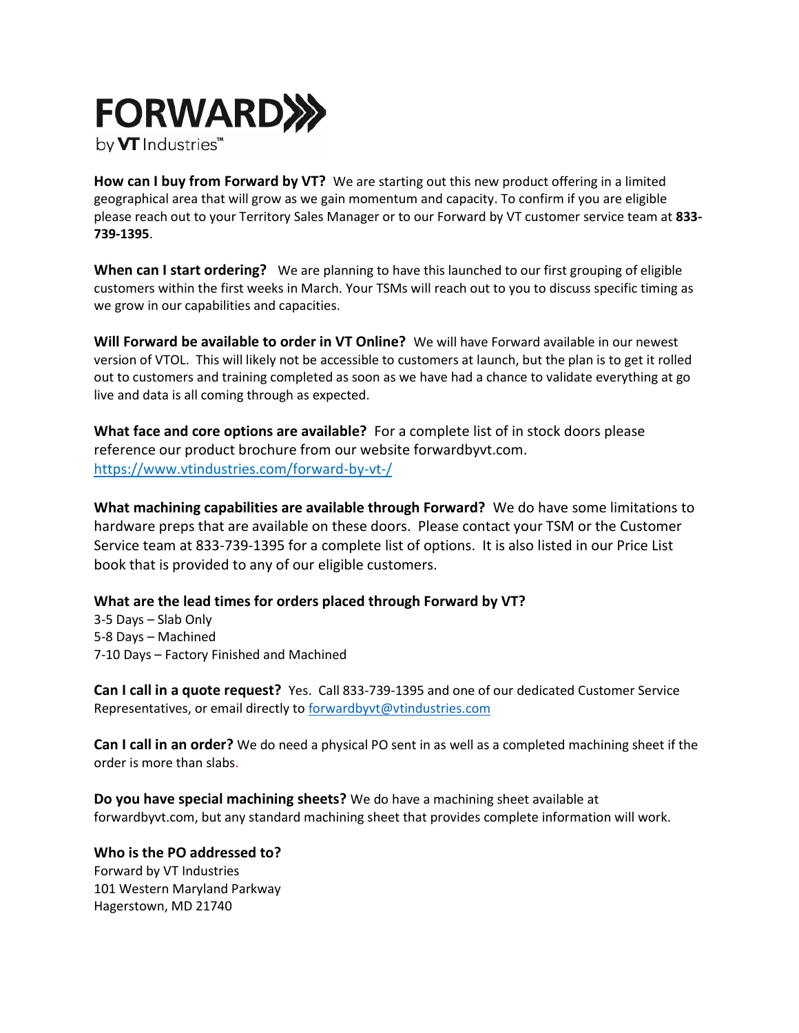# FORWARD by VT Industries™

**How can I buy from Forward by VT?** We are starting out this new product offering in a limited geographical area that will grow as we gain momentum and capacity. To confirm if you are eligible please reach out to your Territory Sales Manager or to our Forward by VT customer service team at **833-739-1395**.

**When can I start ordering?** We are planning to have this launched to our first grouping of eligible customers within the first weeks in March. Your TSMs will reach out to you to discuss specific timing as we grow in our capabilities and capacities.

**Will Forward be available to order in VT Online?** We will have Forward available in our newest version of VTOL. This will likely not be accessible to customers at launch, but the plan is to get it rolled out to customers and training completed as soon as we have had a chance to validate everything at go live and data is all coming through as expected.

**What face and core options are available?** For a complete list of in stock doors please reference our product brochure from our website forwardbyvt.com. [https://www.vtindustries.com/forward-by-vt-/](https://www.vtindustries.com/forward-by-vt-/)

**What machining capabilities are available through Forward?** We do have some limitations to hardware preps that are available on these doors. Please contact your TSM or the Customer Service team at 833-739-1395 for a complete list of options. It is also listed in our Price List book that is provided to any of our eligible customers.

**What are the lead times for orders placed through Forward by VT?**
3-5 Days – Slab Only
5-8 Days – Machined
7-10 Days – Factory Finished and Machined

**Can I call in a quote request?** Yes. Call 833-739-1395 and one of our dedicated Customer Service Representatives, or email directly to [forwardbyvt@vtindustries.com](mailto:forwardbyvt@vtindustries.com)

**Can I call in an order?** We do need a physical PO sent in as well as a completed machining sheet if the order is more than slabs.

**Do you have special machining sheets?** We do have a machining sheet available at forwardbyvt.com, but any standard machining sheet that provides complete information will work.

**Who is the PO addressed to?**
Forward by VT Industries
101 Western Maryland Parkway
Hagerstown, MD 21740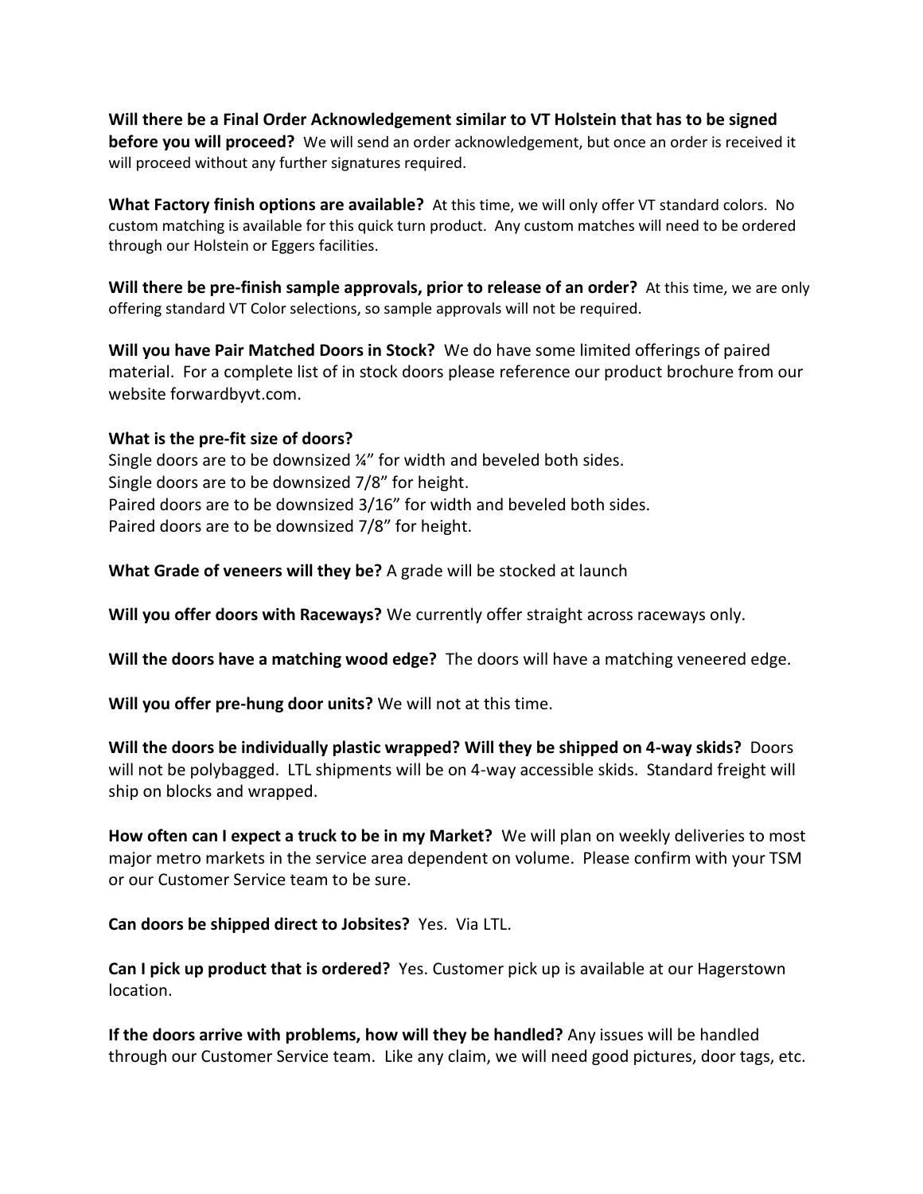**Will there be a Final Order Acknowledgement similar to VT Holstein that has to be signed before you will proceed?** We will send an order acknowledgement, but once an order is received it will proceed without any further signatures required.

**What Factory finish options are available?** At this time, we will only offer VT standard colors. No custom matching is available for this quick turn product. Any custom matches will need to be ordered through our Holstein or Eggers facilities.

**Will there be pre-finish sample approvals, prior to release of an order?** At this time, we are only offering standard VT Color selections, so sample approvals will not be required.

**Will you have Pair Matched Doors in Stock?** We do have some limited offerings of paired material. For a complete list of in stock doors please reference our product brochure from our website forwardbyvt.com.

**What is the pre-fit size of doors?**
Single doors are to be downsized ¼" for width and beveled both sides.
Single doors are to be downsized 7/8" for height.
Paired doors are to be downsized 3/16" for width and beveled both sides.
Paired doors are to be downsized 7/8" for height.

**What Grade of veneers will they be?** A grade will be stocked at launch

**Will you offer doors with Raceways?** We currently offer straight across raceways only.

**Will the doors have a matching wood edge?** The doors will have a matching veneered edge.

**Will you offer pre-hung door units?** We will not at this time.

**Will the doors be individually plastic wrapped? Will they be shipped on 4-way skids?** Doors will not be polybagged. LTL shipments will be on 4-way accessible skids. Standard freight will ship on blocks and wrapped.

**How often can I expect a truck to be in my Market?** We will plan on weekly deliveries to most major metro markets in the service area dependent on volume. Please confirm with your TSM or our Customer Service team to be sure.

**Can doors be shipped direct to Jobsites?** Yes. Via LTL.

**Can I pick up product that is ordered?** Yes. Customer pick up is available at our Hagerstown location.

**If the doors arrive with problems, how will they be handled?** Any issues will be handled through our Customer Service team. Like any claim, we will need good pictures, door tags, etc.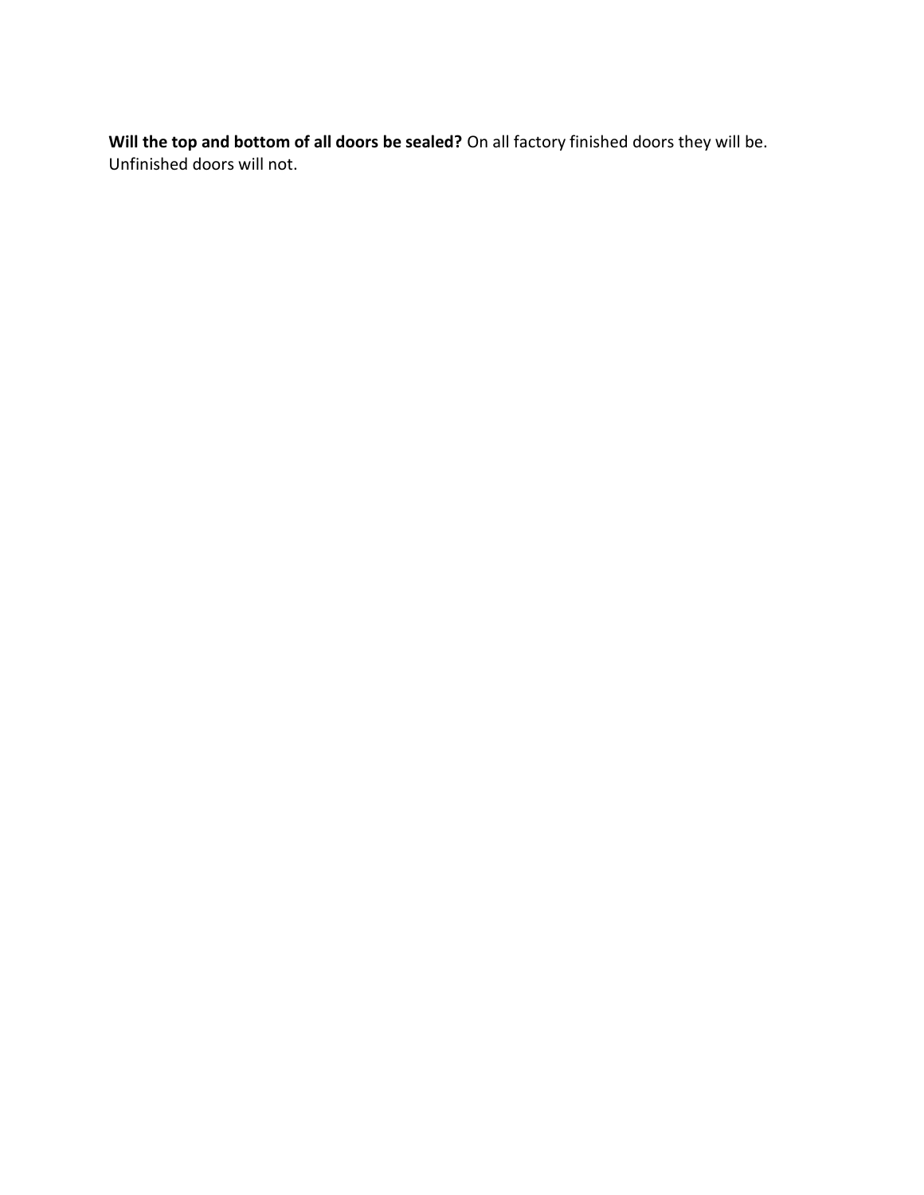**Will the top and bottom of all doors be sealed?** On all factory finished doors they will be. Unfinished doors will not.